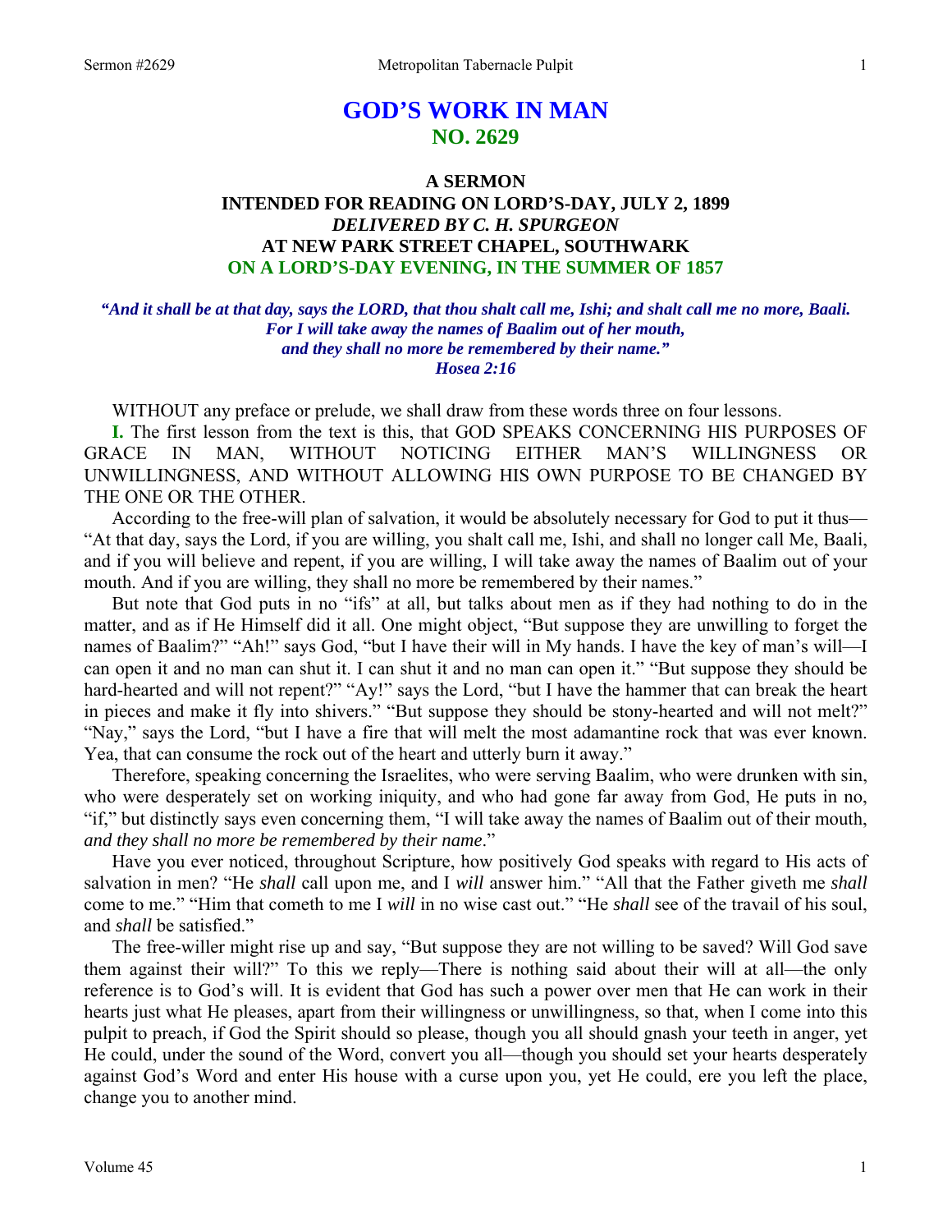# GOD'S WORK IN MAN
## NO. 2629

### A SERMON
### INTENDED FOR READING ON LORD'S-DAY, JULY 2, 1899
### *DELIVERED BY C. H. SPURGEON*
### AT NEW PARK STREET CHAPEL, SOUTHWARK
### ON A LORD'S-DAY EVENING, IN THE SUMMER OF 1857

*"And it shall be at that day, says the LORD, that thou shalt call me, Ishi; and shalt call me no more, Baali. For I will take away the names of Baalim out of her mouth, and they shall no more be remembered by their name." Hosea 2:16*

WITHOUT any preface or prelude, we shall draw from these words three on four lessons.

**I.** The first lesson from the text is this, that GOD SPEAKS CONCERNING HIS PURPOSES OF GRACE IN MAN, WITHOUT NOTICING EITHER MAN'S WILLINGNESS OR UNWILLINGNESS, AND WITHOUT ALLOWING HIS OWN PURPOSE TO BE CHANGED BY THE ONE OR THE OTHER.

According to the free-will plan of salvation, it would be absolutely necessary for God to put it thus—"At that day, says the Lord, if you are willing, you shalt call me, Ishi, and shall no longer call Me, Baali, and if you will believe and repent, if you are willing, I will take away the names of Baalim out of your mouth. And if you are willing, they shall no more be remembered by their names."

But note that God puts in no "ifs" at all, but talks about men as if they had nothing to do in the matter, and as if He Himself did it all. One might object, "But suppose they are unwilling to forget the names of Baalim?" "Ah!" says God, "but I have their will in My hands. I have the key of man's will—I can open it and no man can shut it. I can shut it and no man can open it." "But suppose they should be hard-hearted and will not repent?" "Ay!" says the Lord, "but I have the hammer that can break the heart in pieces and make it fly into shivers." "But suppose they should be stony-hearted and will not melt?" "Nay," says the Lord, "but I have a fire that will melt the most adamantine rock that was ever known. Yea, that can consume the rock out of the heart and utterly burn it away."

Therefore, speaking concerning the Israelites, who were serving Baalim, who were drunken with sin, who were desperately set on working iniquity, and who had gone far away from God, He puts in no, "if," but distinctly says even concerning them, "I will take away the names of Baalim out of their mouth, *and they shall no more be remembered by their name*."

Have you ever noticed, throughout Scripture, how positively God speaks with regard to His acts of salvation in men? "He *shall* call upon me, and I *will* answer him." "All that the Father giveth me *shall* come to me." "Him that cometh to me I *will* in no wise cast out." "He *shall* see of the travail of his soul, and *shall* be satisfied."

The free-willer might rise up and say, "But suppose they are not willing to be saved? Will God save them against their will?" To this we reply—There is nothing said about their will at all—the only reference is to God's will. It is evident that God has such a power over men that He can work in their hearts just what He pleases, apart from their willingness or unwillingness, so that, when I come into this pulpit to preach, if God the Spirit should so please, though you all should gnash your teeth in anger, yet He could, under the sound of the Word, convert you all—though you should set your hearts desperately against God's Word and enter His house with a curse upon you, yet He could, ere you left the place, change you to another mind.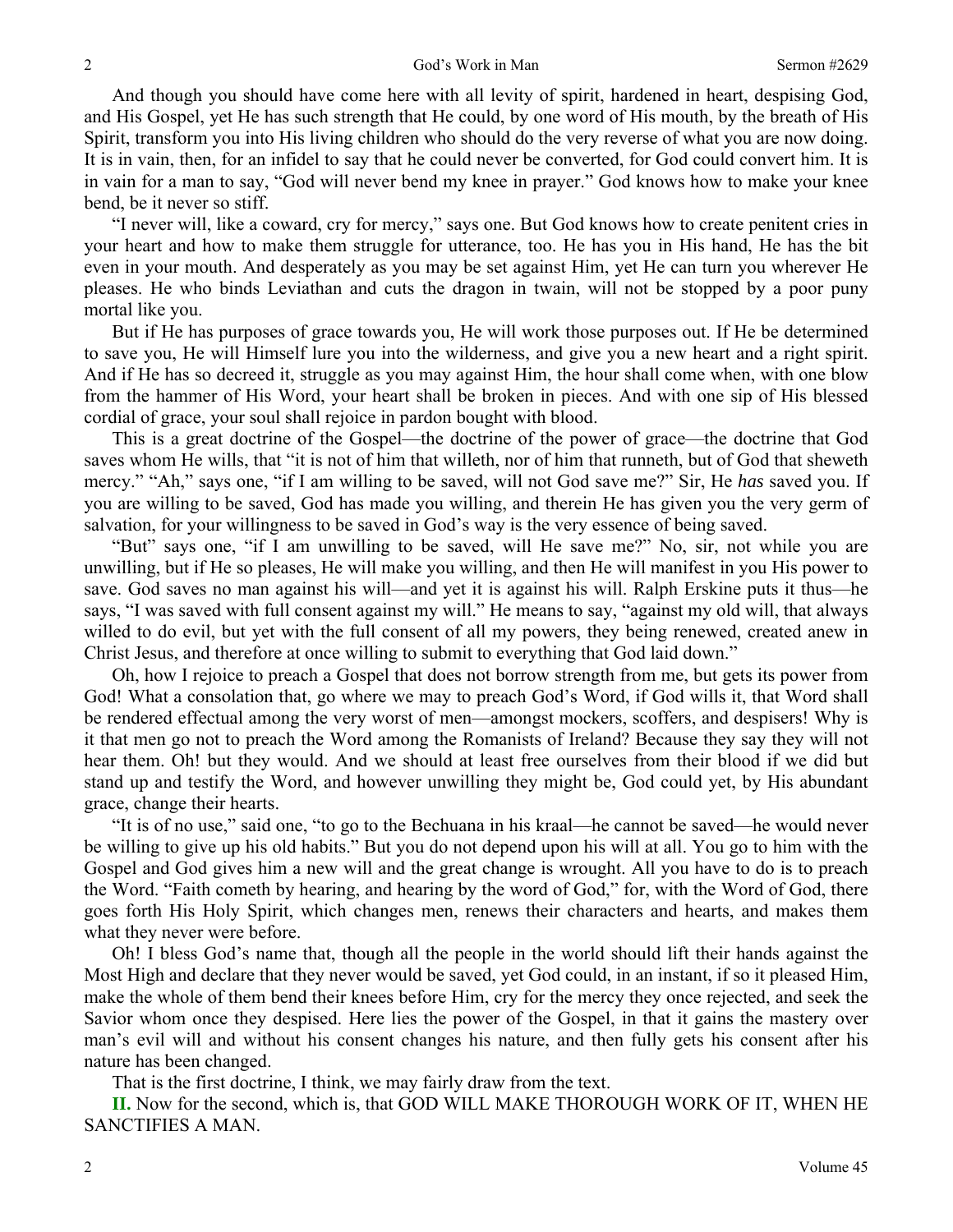And though you should have come here with all levity of spirit, hardened in heart, despising God, and His Gospel, yet He has such strength that He could, by one word of His mouth, by the breath of His Spirit, transform you into His living children who should do the very reverse of what you are now doing. It is in vain, then, for an infidel to say that he could never be converted, for God could convert him. It is in vain for a man to say, "God will never bend my knee in prayer." God knows how to make your knee bend, be it never so stiff.

"I never will, like a coward, cry for mercy," says one. But God knows how to create penitent cries in your heart and how to make them struggle for utterance, too. He has you in His hand, He has the bit even in your mouth. And desperately as you may be set against Him, yet He can turn you wherever He pleases. He who binds Leviathan and cuts the dragon in twain, will not be stopped by a poor puny mortal like you.

But if He has purposes of grace towards you, He will work those purposes out. If He be determined to save you, He will Himself lure you into the wilderness, and give you a new heart and a right spirit. And if He has so decreed it, struggle as you may against Him, the hour shall come when, with one blow from the hammer of His Word, your heart shall be broken in pieces. And with one sip of His blessed cordial of grace, your soul shall rejoice in pardon bought with blood.

This is a great doctrine of the Gospel—the doctrine of the power of grace—the doctrine that God saves whom He wills, that "it is not of him that willeth, nor of him that runneth, but of God that sheweth mercy." "Ah," says one, "if I am willing to be saved, will not God save me?" Sir, He *has* saved you. If you are willing to be saved, God has made you willing, and therein He has given you the very germ of salvation, for your willingness to be saved in God's way is the very essence of being saved.

"But" says one, "if I am unwilling to be saved, will He save me?" No, sir, not while you are unwilling, but if He so pleases, He will make you willing, and then He will manifest in you His power to save. God saves no man against his will—and yet it is against his will. Ralph Erskine puts it thus—he says, "I was saved with full consent against my will." He means to say, "against my old will, that always willed to do evil, but yet with the full consent of all my powers, they being renewed, created anew in Christ Jesus, and therefore at once willing to submit to everything that God laid down."

Oh, how I rejoice to preach a Gospel that does not borrow strength from me, but gets its power from God! What a consolation that, go where we may to preach God's Word, if God wills it, that Word shall be rendered effectual among the very worst of men—amongst mockers, scoffers, and despisers! Why is it that men go not to preach the Word among the Romanists of Ireland? Because they say they will not hear them. Oh! but they would. And we should at least free ourselves from their blood if we did but stand up and testify the Word, and however unwilling they might be, God could yet, by His abundant grace, change their hearts.

"It is of no use," said one, "to go to the Bechuana in his kraal—he cannot be saved—he would never be willing to give up his old habits." But you do not depend upon his will at all. You go to him with the Gospel and God gives him a new will and the great change is wrought. All you have to do is to preach the Word. "Faith cometh by hearing, and hearing by the word of God," for, with the Word of God, there goes forth His Holy Spirit, which changes men, renews their characters and hearts, and makes them what they never were before.

Oh! I bless God's name that, though all the people in the world should lift their hands against the Most High and declare that they never would be saved, yet God could, in an instant, if so it pleased Him, make the whole of them bend their knees before Him, cry for the mercy they once rejected, and seek the Savior whom once they despised. Here lies the power of the Gospel, in that it gains the mastery over man's evil will and without his consent changes his nature, and then fully gets his consent after his nature has been changed.

That is the first doctrine, I think, we may fairly draw from the text.

**II.** Now for the second, which is, that GOD WILL MAKE THOROUGH WORK OF IT, WHEN HE SANCTIFIES A MAN.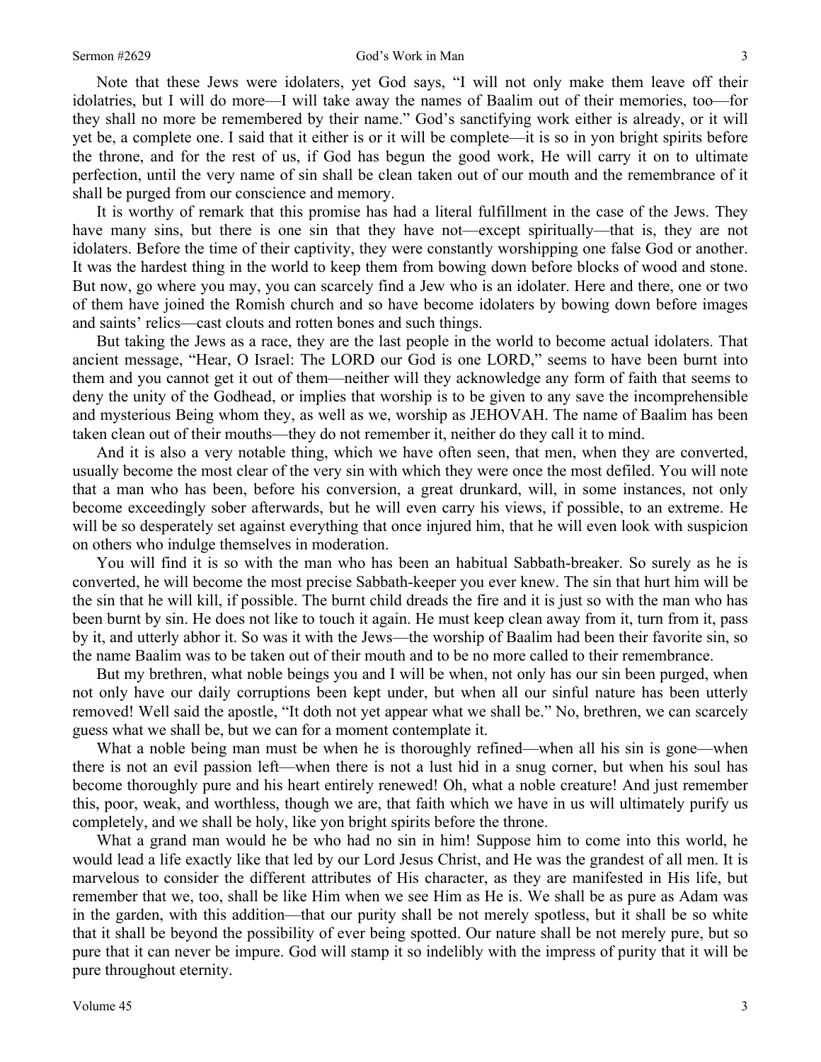Note that these Jews were idolaters, yet God says, "I will not only make them leave off their idolatries, but I will do more—I will take away the names of Baalim out of their memories, too—for they shall no more be remembered by their name." God's sanctifying work either is already, or it will yet be, a complete one. I said that it either is or it will be complete—it is so in yon bright spirits before the throne, and for the rest of us, if God has begun the good work, He will carry it on to ultimate perfection, until the very name of sin shall be clean taken out of our mouth and the remembrance of it shall be purged from our conscience and memory.

It is worthy of remark that this promise has had a literal fulfillment in the case of the Jews. They have many sins, but there is one sin that they have not—except spiritually—that is, they are not idolaters. Before the time of their captivity, they were constantly worshipping one false God or another. It was the hardest thing in the world to keep them from bowing down before blocks of wood and stone. But now, go where you may, you can scarcely find a Jew who is an idolater. Here and there, one or two of them have joined the Romish church and so have become idolaters by bowing down before images and saints' relics—cast clouts and rotten bones and such things.

But taking the Jews as a race, they are the last people in the world to become actual idolaters. That ancient message, "Hear, O Israel: The LORD our God is one LORD," seems to have been burnt into them and you cannot get it out of them—neither will they acknowledge any form of faith that seems to deny the unity of the Godhead, or implies that worship is to be given to any save the incomprehensible and mysterious Being whom they, as well as we, worship as JEHOVAH. The name of Baalim has been taken clean out of their mouths—they do not remember it, neither do they call it to mind.

And it is also a very notable thing, which we have often seen, that men, when they are converted, usually become the most clear of the very sin with which they were once the most defiled. You will note that a man who has been, before his conversion, a great drunkard, will, in some instances, not only become exceedingly sober afterwards, but he will even carry his views, if possible, to an extreme. He will be so desperately set against everything that once injured him, that he will even look with suspicion on others who indulge themselves in moderation.

You will find it is so with the man who has been an habitual Sabbath-breaker. So surely as he is converted, he will become the most precise Sabbath-keeper you ever knew. The sin that hurt him will be the sin that he will kill, if possible. The burnt child dreads the fire and it is just so with the man who has been burnt by sin. He does not like to touch it again. He must keep clean away from it, turn from it, pass by it, and utterly abhor it. So was it with the Jews—the worship of Baalim had been their favorite sin, so the name Baalim was to be taken out of their mouth and to be no more called to their remembrance.

But my brethren, what noble beings you and I will be when, not only has our sin been purged, when not only have our daily corruptions been kept under, but when all our sinful nature has been utterly removed! Well said the apostle, "It doth not yet appear what we shall be." No, brethren, we can scarcely guess what we shall be, but we can for a moment contemplate it.

What a noble being man must be when he is thoroughly refined—when all his sin is gone—when there is not an evil passion left—when there is not a lust hid in a snug corner, but when his soul has become thoroughly pure and his heart entirely renewed! Oh, what a noble creature! And just remember this, poor, weak, and worthless, though we are, that faith which we have in us will ultimately purify us completely, and we shall be holy, like yon bright spirits before the throne.

What a grand man would he be who had no sin in him! Suppose him to come into this world, he would lead a life exactly like that led by our Lord Jesus Christ, and He was the grandest of all men. It is marvelous to consider the different attributes of His character, as they are manifested in His life, but remember that we, too, shall be like Him when we see Him as He is. We shall be as pure as Adam was in the garden, with this addition—that our purity shall be not merely spotless, but it shall be so white that it shall be beyond the possibility of ever being spotted. Our nature shall be not merely pure, but so pure that it can never be impure. God will stamp it so indelibly with the impress of purity that it will be pure throughout eternity.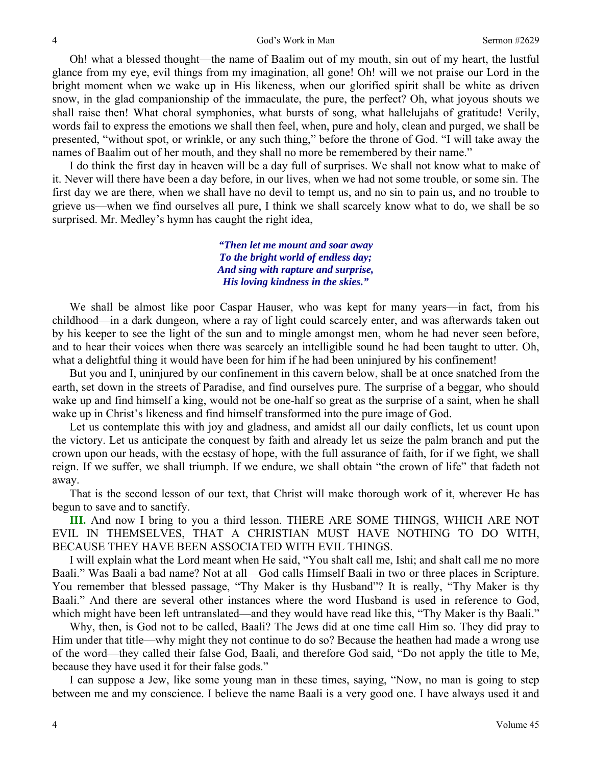Oh! what a blessed thought—the name of Baalim out of my mouth, sin out of my heart, the lustful glance from my eye, evil things from my imagination, all gone! Oh! will we not praise our Lord in the bright moment when we wake up in His likeness, when our glorified spirit shall be white as driven snow, in the glad companionship of the immaculate, the pure, the perfect? Oh, what joyous shouts we shall raise then! What choral symphonies, what bursts of song, what hallelujahs of gratitude! Verily, words fail to express the emotions we shall then feel, when, pure and holy, clean and purged, we shall be presented, "without spot, or wrinkle, or any such thing," before the throne of God. "I will take away the names of Baalim out of her mouth, and they shall no more be remembered by their name."

I do think the first day in heaven will be a day full of surprises. We shall not know what to make of it. Never will there have been a day before, in our lives, when we had not some trouble, or some sin. The first day we are there, when we shall have no devil to tempt us, and no sin to pain us, and no trouble to grieve us—when we find ourselves all pure, I think we shall scarcely know what to do, we shall be so surprised. Mr. Medley's hymn has caught the right idea,

> ***"Then let me mount and soar away***
> ***To the bright world of endless day;***
> ***And sing with rapture and surprise,***
> ***His loving kindness in the skies."***

We shall be almost like poor Caspar Hauser, who was kept for many years—in fact, from his childhood—in a dark dungeon, where a ray of light could scarcely enter, and was afterwards taken out by his keeper to see the light of the sun and to mingle amongst men, whom he had never seen before, and to hear their voices when there was scarcely an intelligible sound he had been taught to utter. Oh, what a delightful thing it would have been for him if he had been uninjured by his confinement!

But you and I, uninjured by our confinement in this cavern below, shall be at once snatched from the earth, set down in the streets of Paradise, and find ourselves pure. The surprise of a beggar, who should wake up and find himself a king, would not be one-half so great as the surprise of a saint, when he shall wake up in Christ's likeness and find himself transformed into the pure image of God.

Let us contemplate this with joy and gladness, and amidst all our daily conflicts, let us count upon the victory. Let us anticipate the conquest by faith and already let us seize the palm branch and put the crown upon our heads, with the ecstasy of hope, with the full assurance of faith, for if we fight, we shall reign. If we suffer, we shall triumph. If we endure, we shall obtain "the crown of life" that fadeth not away.

That is the second lesson of our text, that Christ will make thorough work of it, wherever He has begun to save and to sanctify.

**III.** And now I bring to you a third lesson. THERE ARE SOME THINGS, WHICH ARE NOT EVIL IN THEMSELVES, THAT A CHRISTIAN MUST HAVE NOTHING TO DO WITH, BECAUSE THEY HAVE BEEN ASSOCIATED WITH EVIL THINGS.

I will explain what the Lord meant when He said, "You shalt call me, Ishi; and shalt call me no more Baali." Was Baali a bad name? Not at all—God calls Himself Baali in two or three places in Scripture. You remember that blessed passage, "Thy Maker is thy Husband"? It is really, "Thy Maker is thy Baali." And there are several other instances where the word Husband is used in reference to God, which might have been left untranslated—and they would have read like this, "Thy Maker is thy Baali."

Why, then, is God not to be called, Baali? The Jews did at one time call Him so. They did pray to Him under that title—why might they not continue to do so? Because the heathen had made a wrong use of the word—they called their false God, Baali, and therefore God said, "Do not apply the title to Me, because they have used it for their false gods."

I can suppose a Jew, like some young man in these times, saying, "Now, no man is going to step between me and my conscience. I believe the name Baali is a very good one. I have always used it and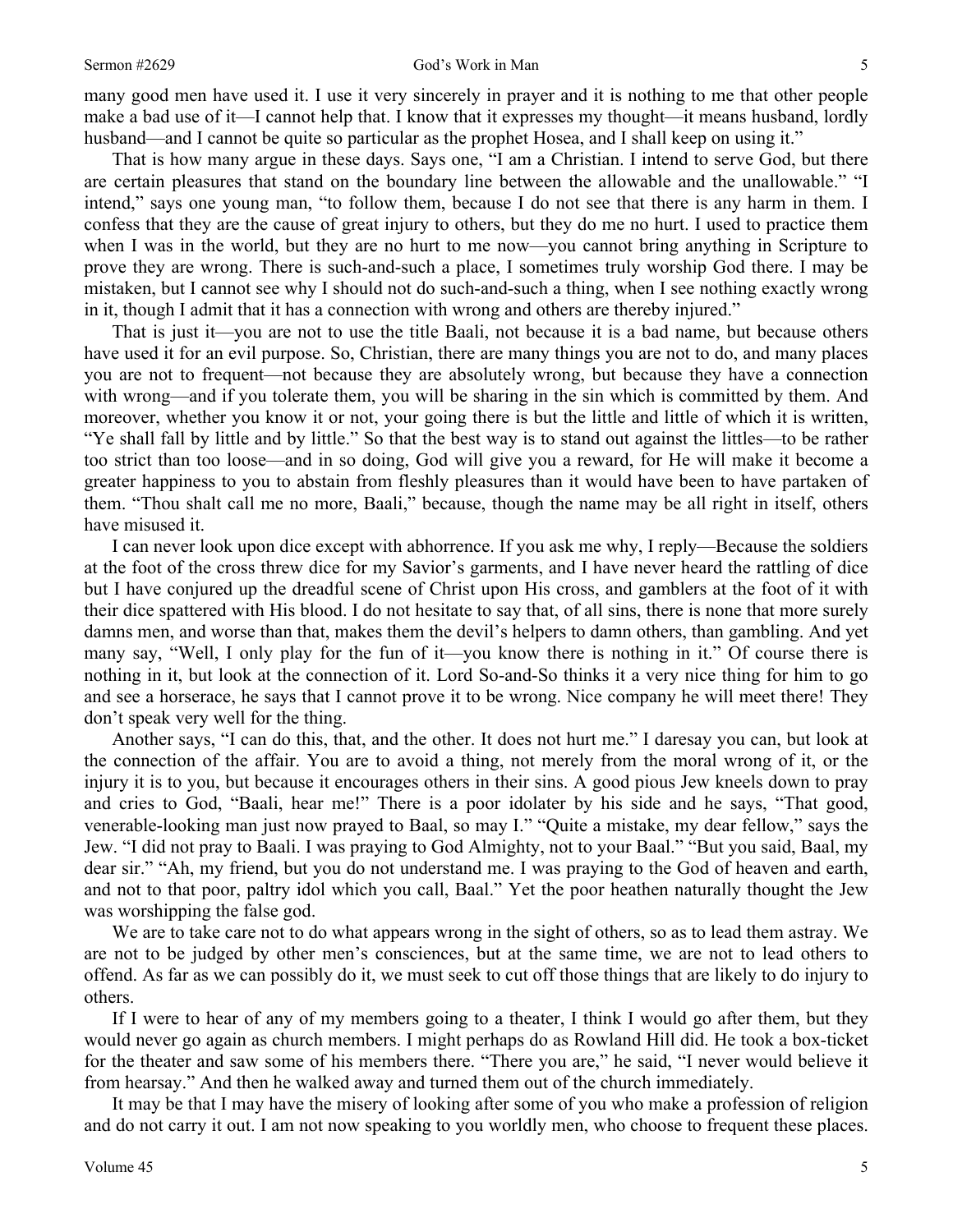many good men have used it. I use it very sincerely in prayer and it is nothing to me that other people make a bad use of it—I cannot help that. I know that it expresses my thought—it means husband, lordly husband—and I cannot be quite so particular as the prophet Hosea, and I shall keep on using it."

That is how many argue in these days. Says one, "I am a Christian. I intend to serve God, but there are certain pleasures that stand on the boundary line between the allowable and the unallowable." "I intend," says one young man, "to follow them, because I do not see that there is any harm in them. I confess that they are the cause of great injury to others, but they do me no hurt. I used to practice them when I was in the world, but they are no hurt to me now—you cannot bring anything in Scripture to prove they are wrong. There is such-and-such a place, I sometimes truly worship God there. I may be mistaken, but I cannot see why I should not do such-and-such a thing, when I see nothing exactly wrong in it, though I admit that it has a connection with wrong and others are thereby injured."

That is just it—you are not to use the title Baali, not because it is a bad name, but because others have used it for an evil purpose. So, Christian, there are many things you are not to do, and many places you are not to frequent—not because they are absolutely wrong, but because they have a connection with wrong—and if you tolerate them, you will be sharing in the sin which is committed by them. And moreover, whether you know it or not, your going there is but the little and little of which it is written, "Ye shall fall by little and by little." So that the best way is to stand out against the littles—to be rather too strict than too loose—and in so doing, God will give you a reward, for He will make it become a greater happiness to you to abstain from fleshly pleasures than it would have been to have partaken of them. "Thou shalt call me no more, Baali," because, though the name may be all right in itself, others have misused it.

I can never look upon dice except with abhorrence. If you ask me why, I reply—Because the soldiers at the foot of the cross threw dice for my Savior's garments, and I have never heard the rattling of dice but I have conjured up the dreadful scene of Christ upon His cross, and gamblers at the foot of it with their dice spattered with His blood. I do not hesitate to say that, of all sins, there is none that more surely damns men, and worse than that, makes them the devil's helpers to damn others, than gambling. And yet many say, "Well, I only play for the fun of it—you know there is nothing in it." Of course there is nothing in it, but look at the connection of it. Lord So-and-So thinks it a very nice thing for him to go and see a horserace, he says that I cannot prove it to be wrong. Nice company he will meet there! They don't speak very well for the thing.

Another says, "I can do this, that, and the other. It does not hurt me." I daresay you can, but look at the connection of the affair. You are to avoid a thing, not merely from the moral wrong of it, or the injury it is to you, but because it encourages others in their sins. A good pious Jew kneels down to pray and cries to God, "Baali, hear me!" There is a poor idolater by his side and he says, "That good, venerable-looking man just now prayed to Baal, so may I." "Quite a mistake, my dear fellow," says the Jew. "I did not pray to Baali. I was praying to God Almighty, not to your Baal." "But you said, Baal, my dear sir." "Ah, my friend, but you do not understand me. I was praying to the God of heaven and earth, and not to that poor, paltry idol which you call, Baal." Yet the poor heathen naturally thought the Jew was worshipping the false god.

We are to take care not to do what appears wrong in the sight of others, so as to lead them astray. We are not to be judged by other men's consciences, but at the same time, we are not to lead others to offend. As far as we can possibly do it, we must seek to cut off those things that are likely to do injury to others.

If I were to hear of any of my members going to a theater, I think I would go after them, but they would never go again as church members. I might perhaps do as Rowland Hill did. He took a box-ticket for the theater and saw some of his members there. "There you are," he said, "I never would believe it from hearsay." And then he walked away and turned them out of the church immediately.

It may be that I may have the misery of looking after some of you who make a profession of religion and do not carry it out. I am not now speaking to you worldly men, who choose to frequent these places.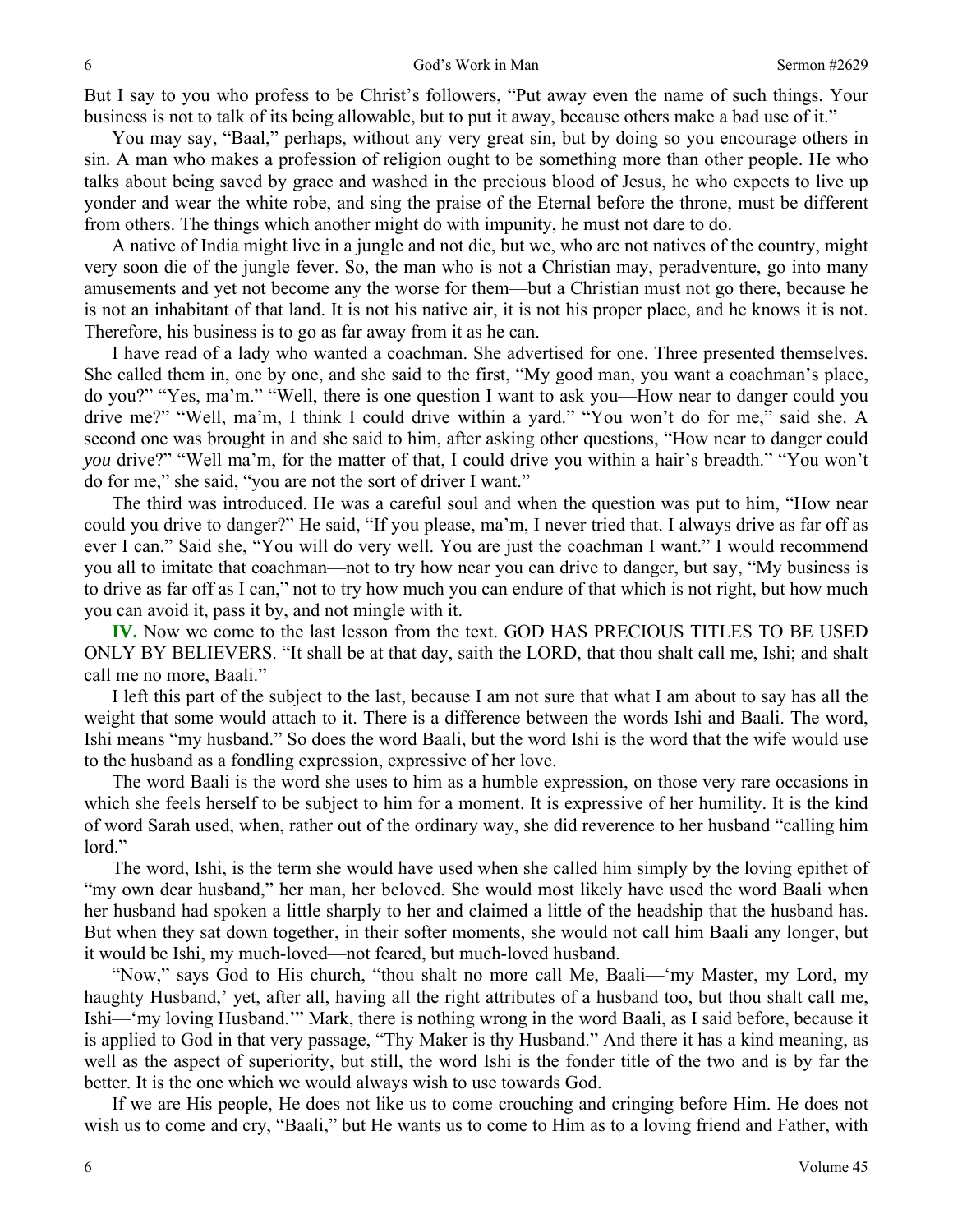But I say to you who profess to be Christ's followers, "Put away even the name of such things. Your business is not to talk of its being allowable, but to put it away, because others make a bad use of it."

You may say, "Baal," perhaps, without any very great sin, but by doing so you encourage others in sin. A man who makes a profession of religion ought to be something more than other people. He who talks about being saved by grace and washed in the precious blood of Jesus, he who expects to live up yonder and wear the white robe, and sing the praise of the Eternal before the throne, must be different from others. The things which another might do with impunity, he must not dare to do.

A native of India might live in a jungle and not die, but we, who are not natives of the country, might very soon die of the jungle fever. So, the man who is not a Christian may, peradventure, go into many amusements and yet not become any the worse for them—but a Christian must not go there, because he is not an inhabitant of that land. It is not his native air, it is not his proper place, and he knows it is not. Therefore, his business is to go as far away from it as he can.

I have read of a lady who wanted a coachman. She advertised for one. Three presented themselves. She called them in, one by one, and she said to the first, "My good man, you want a coachman's place, do you?" "Yes, ma'm." "Well, there is one question I want to ask you—How near to danger could you drive me?" "Well, ma'm, I think I could drive within a yard." "You won't do for me," said she. A second one was brought in and she said to him, after asking other questions, "How near to danger could *you* drive?" "Well ma'm, for the matter of that, I could drive you within a hair's breadth." "You won't do for me," she said, "you are not the sort of driver I want."

The third was introduced. He was a careful soul and when the question was put to him, "How near could you drive to danger?" He said, "If you please, ma'm, I never tried that. I always drive as far off as ever I can." Said she, "You will do very well. You are just the coachman I want." I would recommend you all to imitate that coachman—not to try how near you can drive to danger, but say, "My business is to drive as far off as I can," not to try how much you can endure of that which is not right, but how much you can avoid it, pass it by, and not mingle with it.

**IV.** Now we come to the last lesson from the text. GOD HAS PRECIOUS TITLES TO BE USED ONLY BY BELIEVERS. "It shall be at that day, saith the LORD, that thou shalt call me, Ishi; and shalt call me no more, Baali."

I left this part of the subject to the last, because I am not sure that what I am about to say has all the weight that some would attach to it. There is a difference between the words Ishi and Baali. The word, Ishi means "my husband." So does the word Baali, but the word Ishi is the word that the wife would use to the husband as a fondling expression, expressive of her love.

The word Baali is the word she uses to him as a humble expression, on those very rare occasions in which she feels herself to be subject to him for a moment. It is expressive of her humility. It is the kind of word Sarah used, when, rather out of the ordinary way, she did reverence to her husband "calling him lord."

The word, Ishi, is the term she would have used when she called him simply by the loving epithet of "my own dear husband," her man, her beloved. She would most likely have used the word Baali when her husband had spoken a little sharply to her and claimed a little of the headship that the husband has. But when they sat down together, in their softer moments, she would not call him Baali any longer, but it would be Ishi, my much-loved—not feared, but much-loved husband.

"Now," says God to His church, "thou shalt no more call Me, Baali—'my Master, my Lord, my haughty Husband,' yet, after all, having all the right attributes of a husband too, but thou shalt call me, Ishi—'my loving Husband.'" Mark, there is nothing wrong in the word Baali, as I said before, because it is applied to God in that very passage, "Thy Maker is thy Husband." And there it has a kind meaning, as well as the aspect of superiority, but still, the word Ishi is the fonder title of the two and is by far the better. It is the one which we would always wish to use towards God.

If we are His people, He does not like us to come crouching and cringing before Him. He does not wish us to come and cry, "Baali," but He wants us to come to Him as to a loving friend and Father, with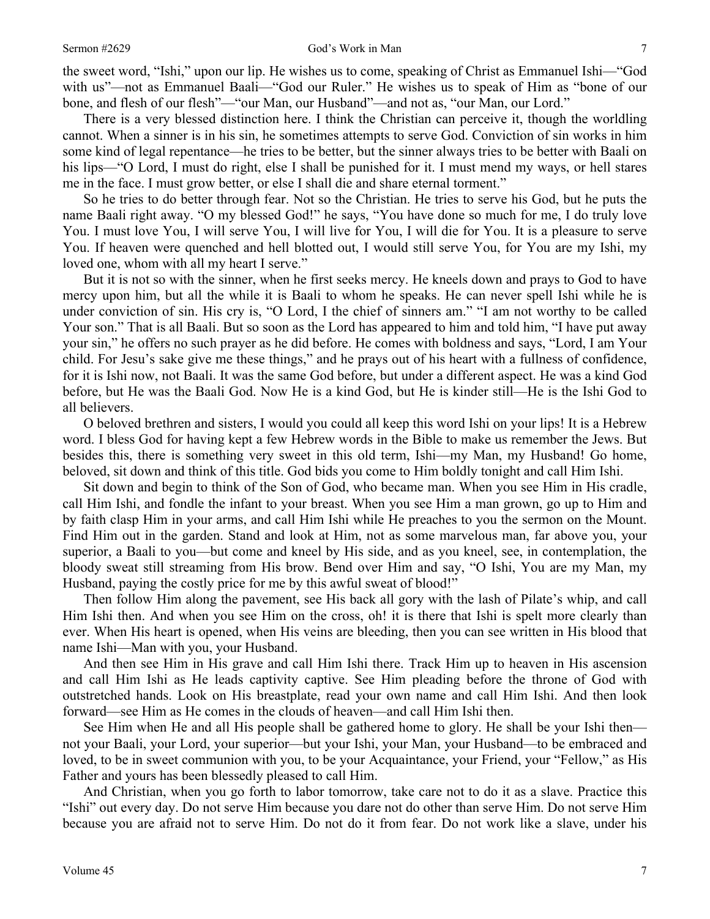the sweet word, "Ishi," upon our lip. He wishes us to come, speaking of Christ as Emmanuel Ishi—"God with us"—not as Emmanuel Baali—"God our Ruler." He wishes us to speak of Him as "bone of our bone, and flesh of our flesh"—"our Man, our Husband"—and not as, "our Man, our Lord."

There is a very blessed distinction here. I think the Christian can perceive it, though the worldling cannot. When a sinner is in his sin, he sometimes attempts to serve God. Conviction of sin works in him some kind of legal repentance—he tries to be better, but the sinner always tries to be better with Baali on his lips—"O Lord, I must do right, else I shall be punished for it. I must mend my ways, or hell stares me in the face. I must grow better, or else I shall die and share eternal torment."

So he tries to do better through fear. Not so the Christian. He tries to serve his God, but he puts the name Baali right away. "O my blessed God!" he says, "You have done so much for me, I do truly love You. I must love You, I will serve You, I will live for You, I will die for You. It is a pleasure to serve You. If heaven were quenched and hell blotted out, I would still serve You, for You are my Ishi, my loved one, whom with all my heart I serve."

But it is not so with the sinner, when he first seeks mercy. He kneels down and prays to God to have mercy upon him, but all the while it is Baali to whom he speaks. He can never spell Ishi while he is under conviction of sin. His cry is, "O Lord, I the chief of sinners am." "I am not worthy to be called Your son." That is all Baali. But so soon as the Lord has appeared to him and told him, "I have put away your sin," he offers no such prayer as he did before. He comes with boldness and says, "Lord, I am Your child. For Jesu's sake give me these things," and he prays out of his heart with a fullness of confidence, for it is Ishi now, not Baali. It was the same God before, but under a different aspect. He was a kind God before, but He was the Baali God. Now He is a kind God, but He is kinder still—He is the Ishi God to all believers.

O beloved brethren and sisters, I would you could all keep this word Ishi on your lips! It is a Hebrew word. I bless God for having kept a few Hebrew words in the Bible to make us remember the Jews. But besides this, there is something very sweet in this old term, Ishi—my Man, my Husband! Go home, beloved, sit down and think of this title. God bids you come to Him boldly tonight and call Him Ishi.

Sit down and begin to think of the Son of God, who became man. When you see Him in His cradle, call Him Ishi, and fondle the infant to your breast. When you see Him a man grown, go up to Him and by faith clasp Him in your arms, and call Him Ishi while He preaches to you the sermon on the Mount. Find Him out in the garden. Stand and look at Him, not as some marvelous man, far above you, your superior, a Baali to you—but come and kneel by His side, and as you kneel, see, in contemplation, the bloody sweat still streaming from His brow. Bend over Him and say, "O Ishi, You are my Man, my Husband, paying the costly price for me by this awful sweat of blood!"

Then follow Him along the pavement, see His back all gory with the lash of Pilate's whip, and call Him Ishi then. And when you see Him on the cross, oh! it is there that Ishi is spelt more clearly than ever. When His heart is opened, when His veins are bleeding, then you can see written in His blood that name Ishi—Man with you, your Husband.

And then see Him in His grave and call Him Ishi there. Track Him up to heaven in His ascension and call Him Ishi as He leads captivity captive. See Him pleading before the throne of God with outstretched hands. Look on His breastplate, read your own name and call Him Ishi. And then look forward—see Him as He comes in the clouds of heaven—and call Him Ishi then.

See Him when He and all His people shall be gathered home to glory. He shall be your Ishi then—not your Baali, your Lord, your superior—but your Ishi, your Man, your Husband—to be embraced and loved, to be in sweet communion with you, to be your Acquaintance, your Friend, your "Fellow," as His Father and yours has been blessedly pleased to call Him.

And Christian, when you go forth to labor tomorrow, take care not to do it as a slave. Practice this "Ishi" out every day. Do not serve Him because you dare not do other than serve Him. Do not serve Him because you are afraid not to serve Him. Do not do it from fear. Do not work like a slave, under his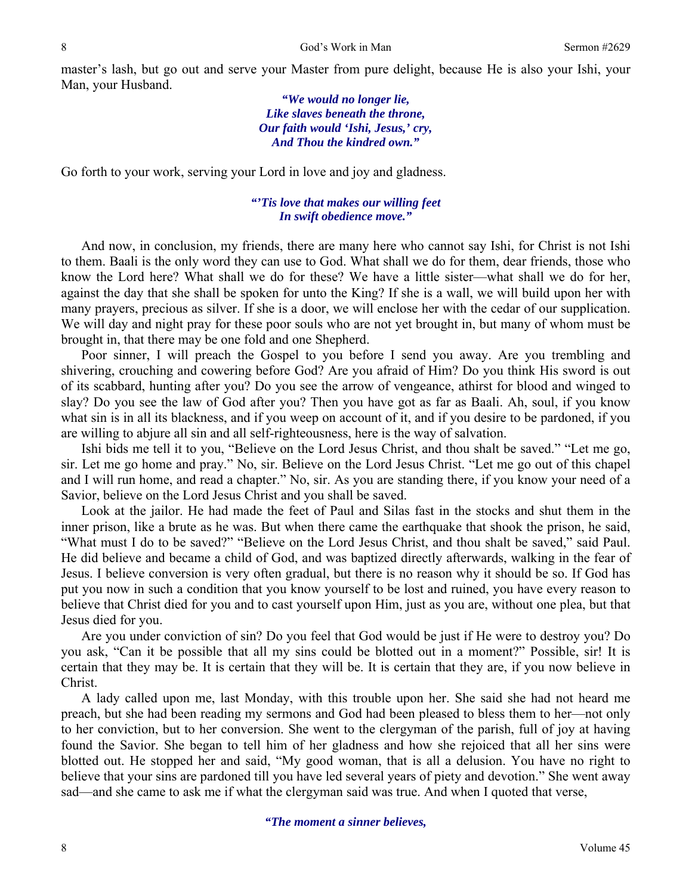master's lash, but go out and serve your Master from pure delight, because He is also your Ishi, your Man, your Husband.

> ***"We would no longer lie,***
> ***Like slaves beneath the throne,***
> ***Our faith would 'Ishi, Jesus,' cry,***
> ***And Thou the kindred own."***

Go forth to your work, serving your Lord in love and joy and gladness.

> ***"'Tis love that makes our willing feet***
> ***In swift obedience move."***

And now, in conclusion, my friends, there are many here who cannot say Ishi, for Christ is not Ishi to them. Baali is the only word they can use to God. What shall we do for them, dear friends, those who know the Lord here? What shall we do for these? We have a little sister—what shall we do for her, against the day that she shall be spoken for unto the King? If she is a wall, we will build upon her with many prayers, precious as silver. If she is a door, we will enclose her with the cedar of our supplication. We will day and night pray for these poor souls who are not yet brought in, but many of whom must be brought in, that there may be one fold and one Shepherd.

Poor sinner, I will preach the Gospel to you before I send you away. Are you trembling and shivering, crouching and cowering before God? Are you afraid of Him? Do you think His sword is out of its scabbard, hunting after you? Do you see the arrow of vengeance, athirst for blood and winged to slay? Do you see the law of God after you? Then you have got as far as Baali. Ah, soul, if you know what sin is in all its blackness, and if you weep on account of it, and if you desire to be pardoned, if you are willing to abjure all sin and all self-righteousness, here is the way of salvation.

Ishi bids me tell it to you, "Believe on the Lord Jesus Christ, and thou shalt be saved." "Let me go, sir. Let me go home and pray." No, sir. Believe on the Lord Jesus Christ. "Let me go out of this chapel and I will run home, and read a chapter." No, sir. As you are standing there, if you know your need of a Savior, believe on the Lord Jesus Christ and you shall be saved.

Look at the jailor. He had made the feet of Paul and Silas fast in the stocks and shut them in the inner prison, like a brute as he was. But when there came the earthquake that shook the prison, he said, "What must I do to be saved?" "Believe on the Lord Jesus Christ, and thou shalt be saved," said Paul. He did believe and became a child of God, and was baptized directly afterwards, walking in the fear of Jesus. I believe conversion is very often gradual, but there is no reason why it should be so. If God has put you now in such a condition that you know yourself to be lost and ruined, you have every reason to believe that Christ died for you and to cast yourself upon Him, just as you are, without one plea, but that Jesus died for you.

Are you under conviction of sin? Do you feel that God would be just if He were to destroy you? Do you ask, "Can it be possible that all my sins could be blotted out in a moment?" Possible, sir! It is certain that they may be. It is certain that they will be. It is certain that they are, if you now believe in Christ.

A lady called upon me, last Monday, with this trouble upon her. She said she had not heard me preach, but she had been reading my sermons and God had been pleased to bless them to her—not only to her conviction, but to her conversion. She went to the clergyman of the parish, full of joy at having found the Savior. She began to tell him of her gladness and how she rejoiced that all her sins were blotted out. He stopped her and said, "My good woman, that is all a delusion. You have no right to believe that your sins are pardoned till you have led several years of piety and devotion." She went away sad—and she came to ask me if what the clergyman said was true. And when I quoted that verse,

> ***"The moment a sinner believes,***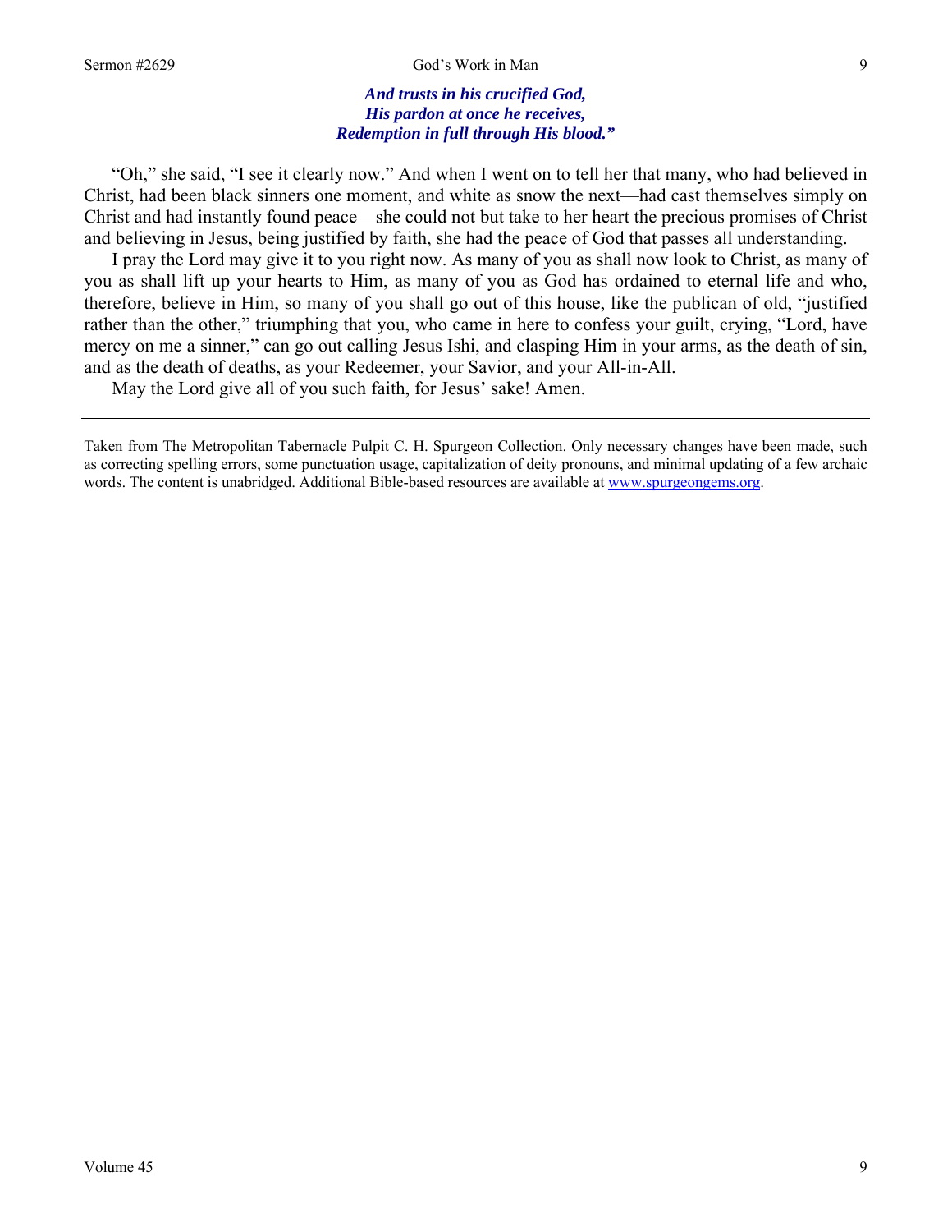***And trusts in his crucified God,***
***His pardon at once he receives,***
***Redemption in full through His blood."***

"Oh," she said, "I see it clearly now." And when I went on to tell her that many, who had believed in Christ, had been black sinners one moment, and white as snow the next—had cast themselves simply on Christ and had instantly found peace—she could not but take to her heart the precious promises of Christ and believing in Jesus, being justified by faith, she had the peace of God that passes all understanding.

I pray the Lord may give it to you right now. As many of you as shall now look to Christ, as many of you as shall lift up your hearts to Him, as many of you as God has ordained to eternal life and who, therefore, believe in Him, so many of you shall go out of this house, like the publican of old, "justified rather than the other," triumphing that you, who came in here to confess your guilt, crying, "Lord, have mercy on me a sinner," can go out calling Jesus Ishi, and clasping Him in your arms, as the death of sin, and as the death of deaths, as your Redeemer, your Savior, and your All-in-All.

May the Lord give all of you such faith, for Jesus' sake! Amen.

---

Taken from The Metropolitan Tabernacle Pulpit C. H. Spurgeon Collection. Only necessary changes have been made, such as correcting spelling errors, some punctuation usage, capitalization of deity pronouns, and minimal updating of a few archaic words. The content is unabridged. Additional Bible-based resources are available at www.spurgeongems.org.